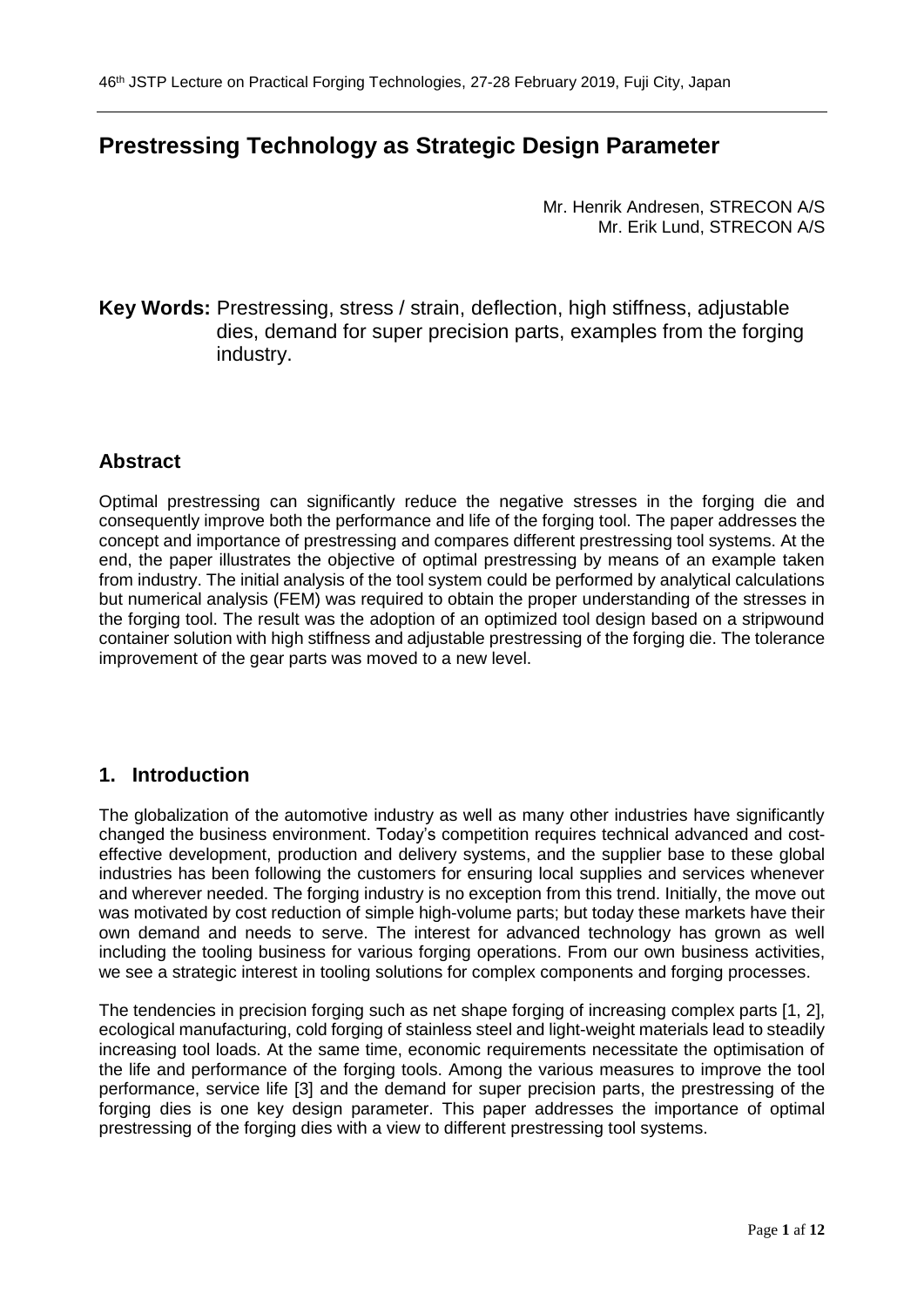# Prestressing Technology as Strategic Design Parameter

Mr. Henrik Andresen, STRECON A/S
Mr. Erik Lund, STRECON A/S

**Key Words:** Prestressing, stress / strain, deflection, high stiffness, adjustable dies, demand for super precision parts, examples from the forging industry.

## Abstract

Optimal prestressing can significantly reduce the negative stresses in the forging die and consequently improve both the performance and life of the forging tool. The paper addresses the concept and importance of prestressing and compares different prestressing tool systems. At the end, the paper illustrates the objective of optimal prestressing by means of an example taken from industry. The initial analysis of the tool system could be performed by analytical calculations but numerical analysis (FEM) was required to obtain the proper understanding of the stresses in the forging tool. The result was the adoption of an optimized tool design based on a stripwound container solution with high stiffness and adjustable prestressing of the forging die. The tolerance improvement of the gear parts was moved to a new level.

## 1. Introduction

The globalization of the automotive industry as well as many other industries have significantly changed the business environment. Today's competition requires technical advanced and cost-effective development, production and delivery systems, and the supplier base to these global industries has been following the customers for ensuring local supplies and services whenever and wherever needed. The forging industry is no exception from this trend. Initially, the move out was motivated by cost reduction of simple high-volume parts; but today these markets have their own demand and needs to serve. The interest for advanced technology has grown as well including the tooling business for various forging operations. From our own business activities, we see a strategic interest in tooling solutions for complex components and forging processes.

The tendencies in precision forging such as net shape forging of increasing complex parts [1, 2], ecological manufacturing, cold forging of stainless steel and light-weight materials lead to steadily increasing tool loads. At the same time, economic requirements necessitate the optimisation of the life and performance of the forging tools. Among the various measures to improve the tool performance, service life [3] and the demand for super precision parts, the prestressing of the forging dies is one key design parameter. This paper addresses the importance of optimal prestressing of the forging dies with a view to different prestressing tool systems.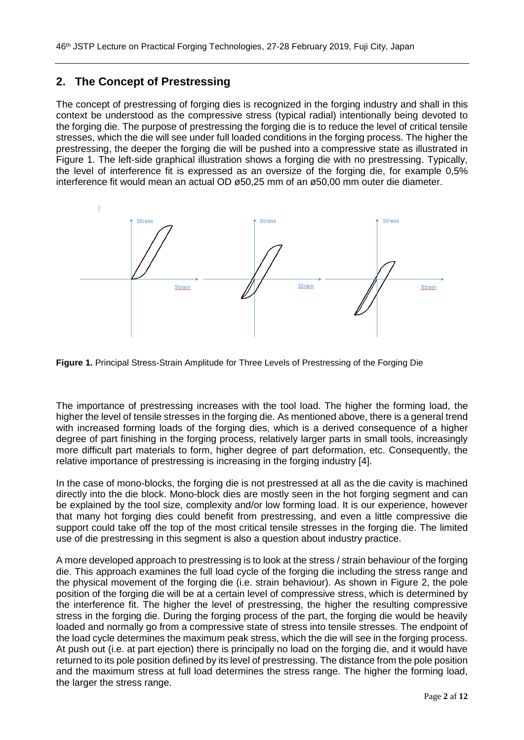## 2. The Concept of Prestressing

The concept of prestressing of forging dies is recognized in the forging industry and shall in this context be understood as the compressive stress (typical radial) intentionally being devoted to the forging die. The purpose of prestressing the forging die is to reduce the level of critical tensile stresses, which the die will see under full loaded conditions in the forging process. The higher the prestressing, the deeper the forging die will be pushed into a compressive state as illustrated in Figure 1. The left-side graphical illustration shows a forging die with no prestressing. Typically, the level of interference fit is expressed as an oversize of the forging die, for example 0,5% interference fit would mean an actual OD ø50,25 mm of an ø50,00 mm outer die diameter.

**Figure 1.** Principal Stress-Strain Amplitude for Three Levels of Prestressing of the Forging Die

The importance of prestressing increases with the tool load. The higher the forming load, the higher the level of tensile stresses in the forging die. As mentioned above, there is a general trend with increased forming loads of the forging dies, which is a derived consequence of a higher degree of part finishing in the forging process, relatively larger parts in small tools, increasingly more difficult part materials to form, higher degree of part deformation, etc. Consequently, the relative importance of prestressing is increasing in the forging industry [4].

In the case of mono-blocks, the forging die is not prestressed at all as the die cavity is machined directly into the die block. Mono-block dies are mostly seen in the hot forging segment and can be explained by the tool size, complexity and/or low forming load. It is our experience, however that many hot forging dies could benefit from prestressing, and even a little compressive die support could take off the top of the most critical tensile stresses in the forging die. The limited use of die prestressing in this segment is also a question about industry practice.

A more developed approach to prestressing is to look at the stress / strain behaviour of the forging die. This approach examines the full load cycle of the forging die including the stress range and the physical movement of the forging die (i.e. strain behaviour). As shown in Figure 2, the pole position of the forging die will be at a certain level of compressive stress, which is determined by the interference fit. The higher the level of prestressing, the higher the resulting compressive stress in the forging die. During the forging process of the part, the forging die would be heavily loaded and normally go from a compressive state of stress into tensile stresses. The endpoint of the load cycle determines the maximum peak stress, which the die will see in the forging process. At push out (i.e. at part ejection) there is principally no load on the forging die, and it would have returned to its pole position defined by its level of prestressing. The distance from the pole position and the maximum stress at full load determines the stress range. The higher the forming load, the larger the stress range.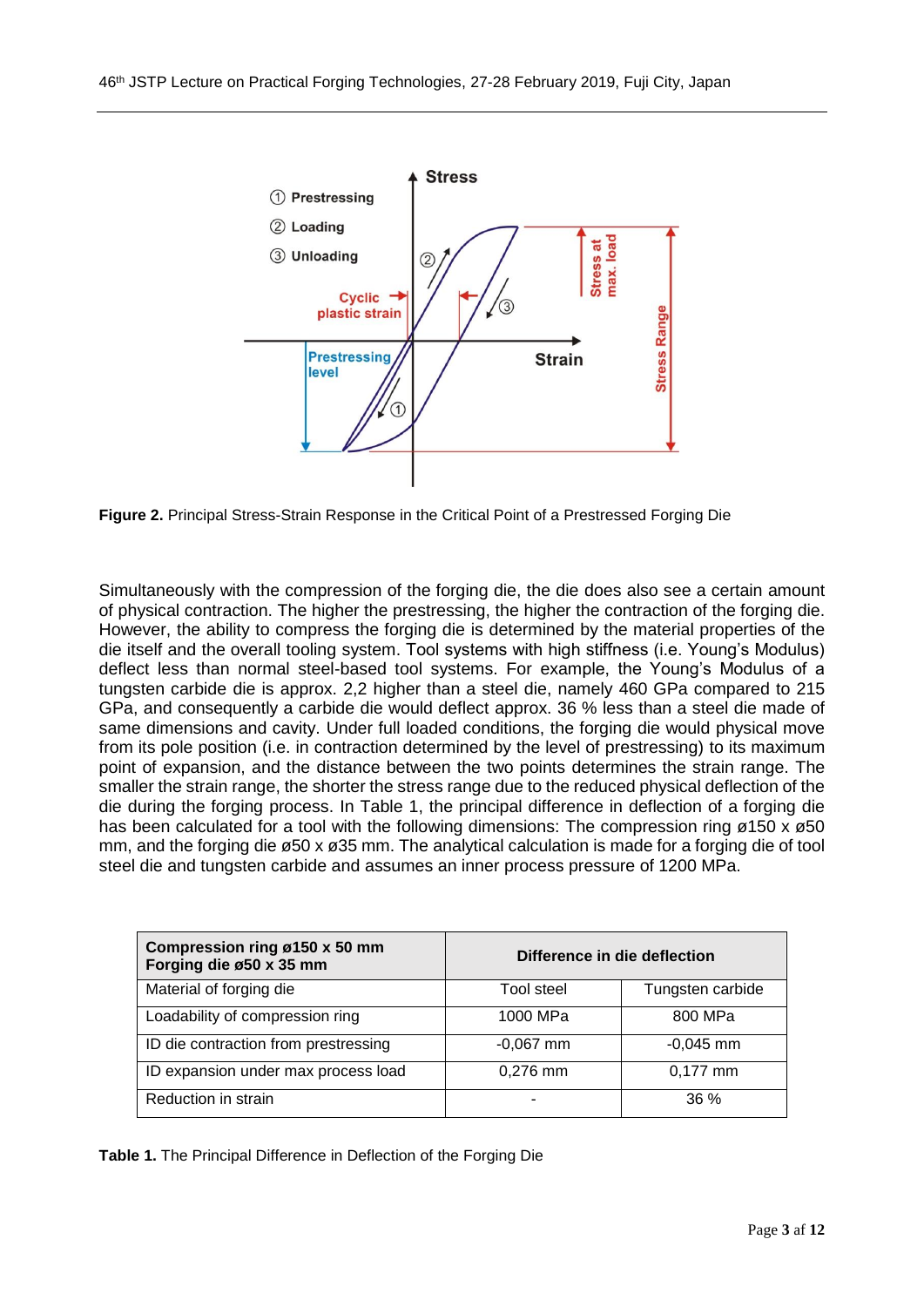**Figure 2.** Principal Stress-Strain Response in the Critical Point of a Prestressed Forging Die

Simultaneously with the compression of the forging die, the die does also see a certain amount of physical contraction. The higher the prestressing, the higher the contraction of the forging die. However, the ability to compress the forging die is determined by the material properties of the die itself and the overall tooling system. Tool systems with high stiffness (i.e. Young's Modulus) deflect less than normal steel-based tool systems. For example, the Young's Modulus of a tungsten carbide die is approx. 2,2 higher than a steel die, namely 460 GPa compared to 215 GPa, and consequently a carbide die would deflect approx. 36 % less than a steel die made of same dimensions and cavity. Under full loaded conditions, the forging die would physical move from its pole position (i.e. in contraction determined by the level of prestressing) to its maximum point of expansion, and the distance between the two points determines the strain range. The smaller the strain range, the shorter the stress range due to the reduced physical deflection of the die during the forging process. In Table 1, the principal difference in deflection of a forging die has been calculated for a tool with the following dimensions: The compression ring ø150 x ø50 mm, and the forging die ø50 x ø35 mm. The analytical calculation is made for a forging die of tool steel die and tungsten carbide and assumes an inner process pressure of 1200 MPa.

| **Compression ring ø150 x 50 mm**<br>**Forging die ø50 x 35 mm** | **Difference in die deflection** | |
|---|---|---|
| Material of forging die | Tool steel | Tungsten carbide |
| Loadability of compression ring | 1000 MPa | 800 MPa |
| ID die contraction from prestressing | -0,067 mm | -0,045 mm |
| ID expansion under max process load | 0,276 mm | 0,177 mm |
| Reduction in strain | - | 36 % |

**Table 1.** The Principal Difference in Deflection of the Forging Die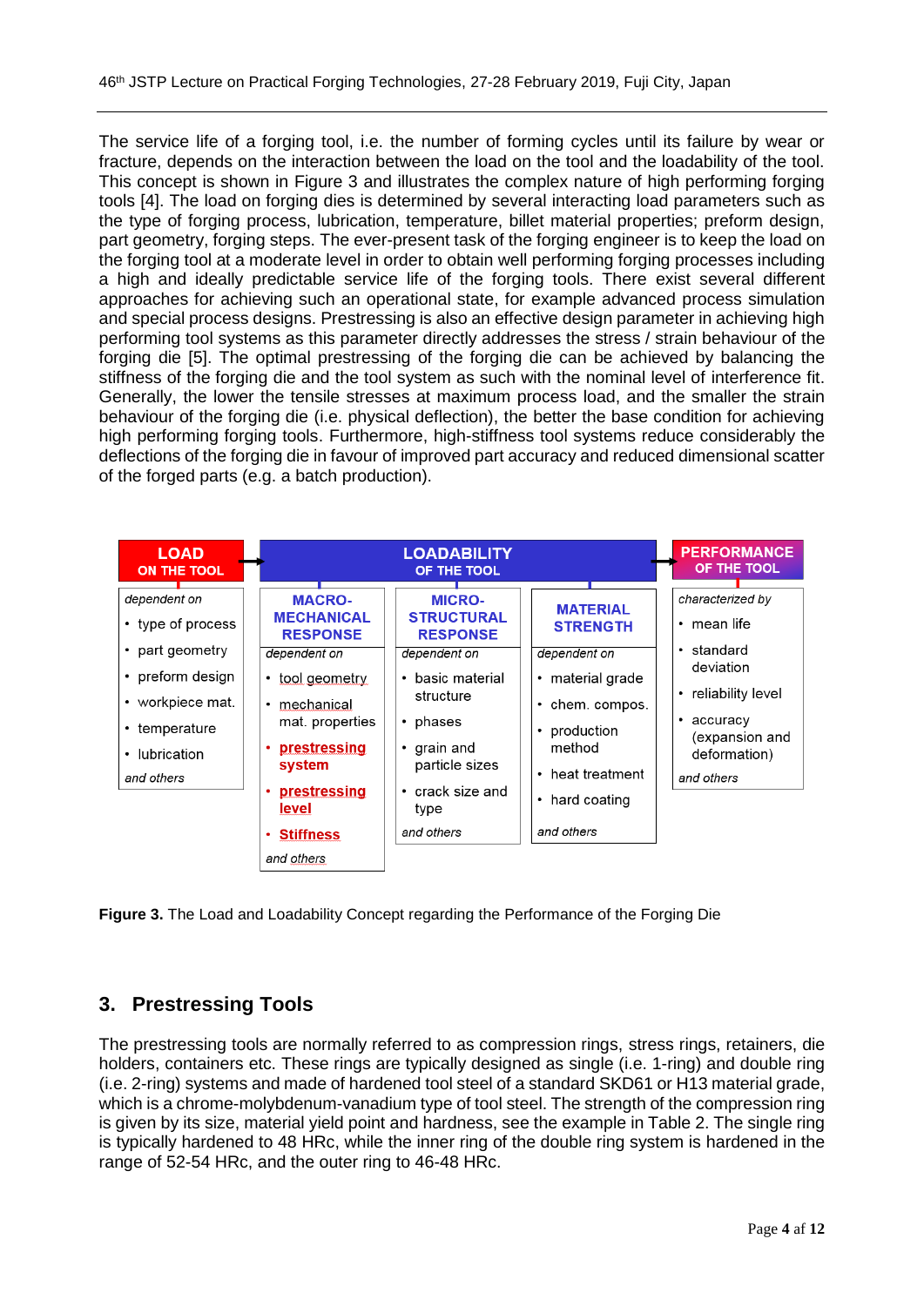The service life of a forging tool, i.e. the number of forming cycles until its failure by wear or fracture, depends on the interaction between the load on the tool and the loadability of the tool. This concept is shown in Figure 3 and illustrates the complex nature of high performing forging tools [4]. The load on forging dies is determined by several interacting load parameters such as the type of forging process, lubrication, temperature, billet material properties; preform design, part geometry, forging steps. The ever-present task of the forging engineer is to keep the load on the forging tool at a moderate level in order to obtain well performing forging processes including a high and ideally predictable service life of the forging tools. There exist several different approaches for achieving such an operational state, for example advanced process simulation and special process designs. Prestressing is also an effective design parameter in achieving high performing tool systems as this parameter directly addresses the stress / strain behaviour of the forging die [5]. The optimal prestressing of the forging die can be achieved by balancing the stiffness of the forging die and the tool system as such with the nominal level of interference fit. Generally, the lower the tensile stresses at maximum process load, and the smaller the strain behaviour of the forging die (i.e. physical deflection), the better the base condition for achieving high performing forging tools. Furthermore, high-stiffness tool systems reduce considerably the deflections of the forging die in favour of improved part accuracy and reduced dimensional scatter of the forged parts (e.g. a batch production).

| LOAD ON THE TOOL | LOADABILITY OF THE TOOL | | | PERFORMANCE OF THE TOOL |
|---|---|---|---|---|
| | MACRO-MECHANICAL RESPONSE | MICRO-STRUCTURAL RESPONSE | MATERIAL STRENGTH | |
| *dependent on* | *dependent on* | *dependent on* | *dependent on* | *characterized by* |
| • type of process<br>• part geometry<br>• preform design<br>• workpiece mat.<br>• temperature<br>• lubrication<br>*and others* | • tool geometry<br>• mechanical mat. properties<br>• **prestressing system**<br>• **prestressing level**<br>• **Stiffness**<br>*and others* | • basic material structure<br>• phases<br>• grain and particle sizes<br>• crack size and type<br>*and others* | • material grade<br>• chem. compos.<br>• production method<br>• heat treatment<br>• hard coating<br>*and others* | • mean life<br>• standard deviation<br>• reliability level<br>• accuracy (expansion and deformation)<br>*and others* |

**Figure 3.** The Load and Loadability Concept regarding the Performance of the Forging Die

## 3. Prestressing Tools

The prestressing tools are normally referred to as compression rings, stress rings, retainers, die holders, containers etc. These rings are typically designed as single (i.e. 1-ring) and double ring (i.e. 2-ring) systems and made of hardened tool steel of a standard SKD61 or H13 material grade, which is a chrome-molybdenum-vanadium type of tool steel. The strength of the compression ring is given by its size, material yield point and hardness, see the example in Table 2. The single ring is typically hardened to 48 HRc, while the inner ring of the double ring system is hardened in the range of 52-54 HRc, and the outer ring to 46-48 HRc.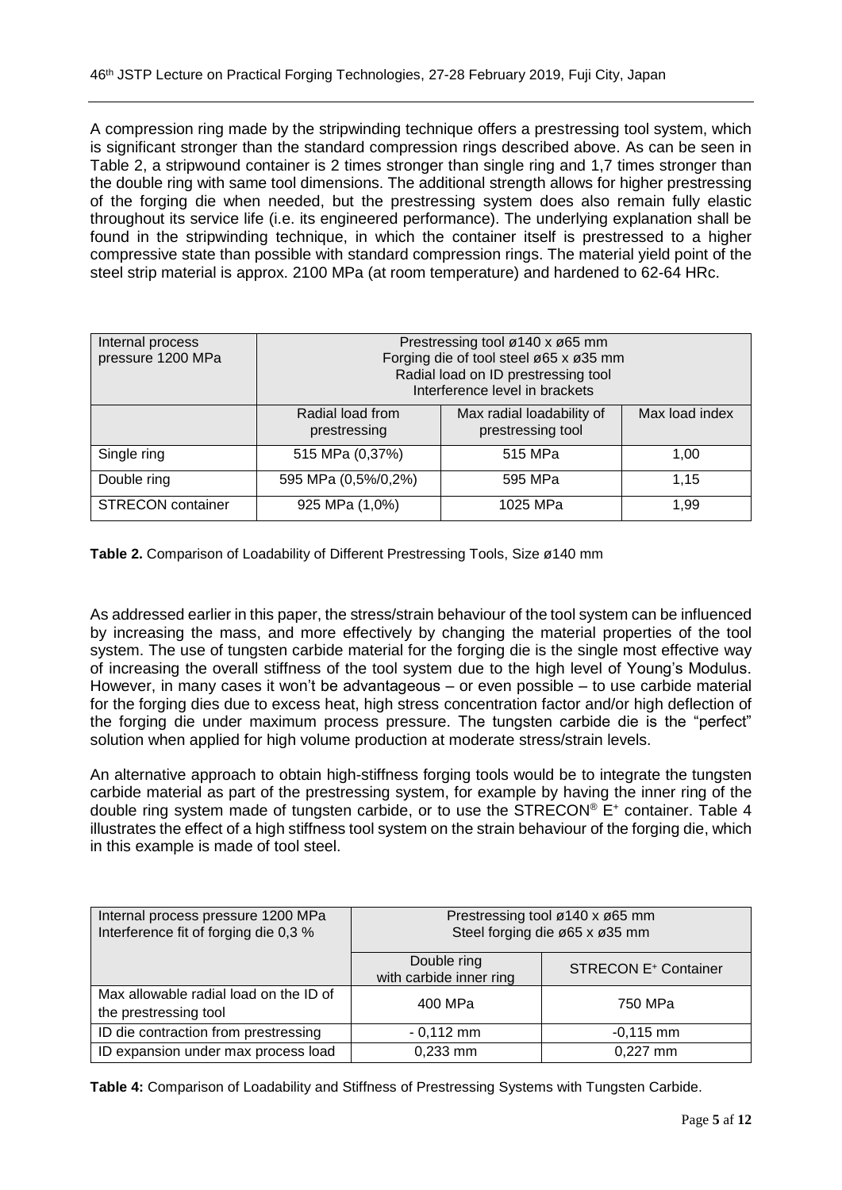A compression ring made by the stripwinding technique offers a prestressing tool system, which is significant stronger than the standard compression rings described above. As can be seen in Table 2, a stripwound container is 2 times stronger than single ring and 1,7 times stronger than the double ring with same tool dimensions. The additional strength allows for higher prestressing of the forging die when needed, but the prestressing system does also remain fully elastic throughout its service life (i.e. its engineered performance). The underlying explanation shall be found in the stripwinding technique, in which the container itself is prestressed to a higher compressive state than possible with standard compression rings. The material yield point of the steel strip material is approx. 2100 MPa (at room temperature) and hardened to 62-64 HRc.

| Internal process pressure 1200 MPa | Prestressing tool ø140 x ø65 mm<br>Forging die of tool steel ø65 x ø35 mm<br>Radial load on ID prestressing tool<br>Interference level in brackets | | |
|---|---|---|---|
| | Radial load from prestressing | Max radial loadability of prestressing tool | Max load index |
| Single ring | 515 MPa (0,37%) | 515 MPa | 1,00 |
| Double ring | 595 MPa (0,5%/0,2%) | 595 MPa | 1,15 |
| STRECON container | 925 MPa (1,0%) | 1025 MPa | 1,99 |

**Table 2.** Comparison of Loadability of Different Prestressing Tools, Size ø140 mm

As addressed earlier in this paper, the stress/strain behaviour of the tool system can be influenced by increasing the mass, and more effectively by changing the material properties of the tool system. The use of tungsten carbide material for the forging die is the single most effective way of increasing the overall stiffness of the tool system due to the high level of Young's Modulus. However, in many cases it won't be advantageous – or even possible – to use carbide material for the forging dies due to excess heat, high stress concentration factor and/or high deflection of the forging die under maximum process pressure. The tungsten carbide die is the "perfect" solution when applied for high volume production at moderate stress/strain levels.

An alternative approach to obtain high-stiffness forging tools would be to integrate the tungsten carbide material as part of the prestressing system, for example by having the inner ring of the double ring system made of tungsten carbide, or to use the STRECON® E+ container. Table 4 illustrates the effect of a high stiffness tool system on the strain behaviour of the forging die, which in this example is made of tool steel.

| Internal process pressure 1200 MPa<br>Interference fit of forging die 0,3 % | Prestressing tool ø140 x ø65 mm<br>Steel forging die ø65 x ø35 mm | |
|---|---|---|
| | Double ring with carbide inner ring | STRECON E+ Container |
| Max allowable radial load on the ID of the prestressing tool | 400 MPa | 750 MPa |
| ID die contraction from prestressing | - 0,112 mm | -0,115 mm |
| ID expansion under max process load | 0,233 mm | 0,227 mm |

**Table 4:** Comparison of Loadability and Stiffness of Prestressing Systems with Tungsten Carbide.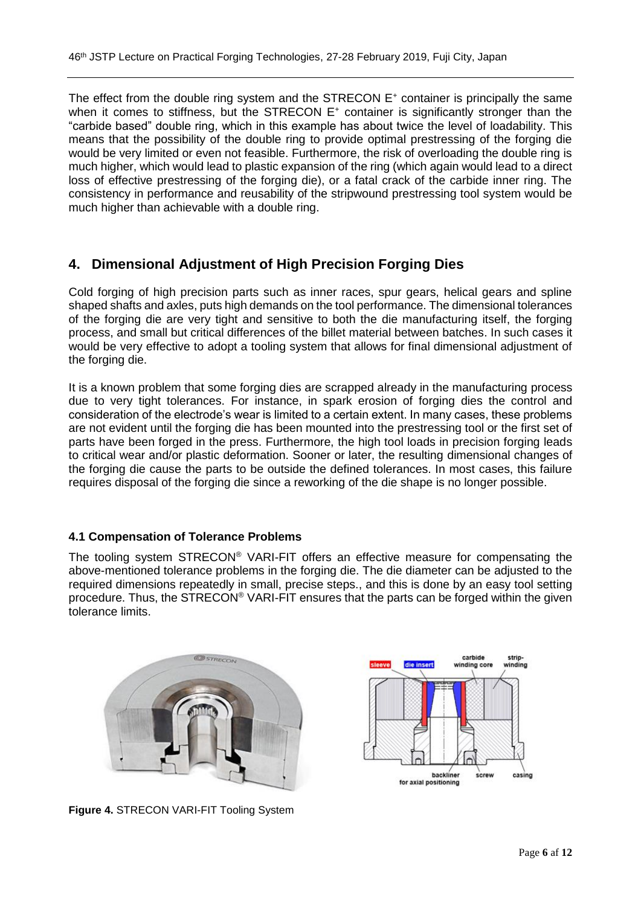The effect from the double ring system and the STRECON E⁺ container is principally the same when it comes to stiffness, but the STRECON E⁺ container is significantly stronger than the "carbide based" double ring, which in this example has about twice the level of loadability. This means that the possibility of the double ring to provide optimal prestressing of the forging die would be very limited or even not feasible. Furthermore, the risk of overloading the double ring is much higher, which would lead to plastic expansion of the ring (which again would lead to a direct loss of effective prestressing of the forging die), or a fatal crack of the carbide inner ring. The consistency in performance and reusability of the stripwound prestressing tool system would be much higher than achievable with a double ring.

## 4. Dimensional Adjustment of High Precision Forging Dies

Cold forging of high precision parts such as inner races, spur gears, helical gears and spline shaped shafts and axles, puts high demands on the tool performance. The dimensional tolerances of the forging die are very tight and sensitive to both the die manufacturing itself, the forging process, and small but critical differences of the billet material between batches. In such cases it would be very effective to adopt a tooling system that allows for final dimensional adjustment of the forging die.

It is a known problem that some forging dies are scrapped already in the manufacturing process due to very tight tolerances. For instance, in spark erosion of forging dies the control and consideration of the electrode's wear is limited to a certain extent. In many cases, these problems are not evident until the forging die has been mounted into the prestressing tool or the first set of parts have been forged in the press. Furthermore, the high tool loads in precision forging leads to critical wear and/or plastic deformation. Sooner or later, the resulting dimensional changes of the forging die cause the parts to be outside the defined tolerances. In most cases, this failure requires disposal of the forging die since a reworking of the die shape is no longer possible.

### 4.1 Compensation of Tolerance Problems

The tooling system STRECON® VARI-FIT offers an effective measure for compensating the above-mentioned tolerance problems in the forging die. The die diameter can be adjusted to the required dimensions repeatedly in small, precise steps., and this is done by an easy tool setting procedure. Thus, the STRECON® VARI-FIT ensures that the parts can be forged within the given tolerance limits.

**Figure 4.** STRECON VARI-FIT Tooling System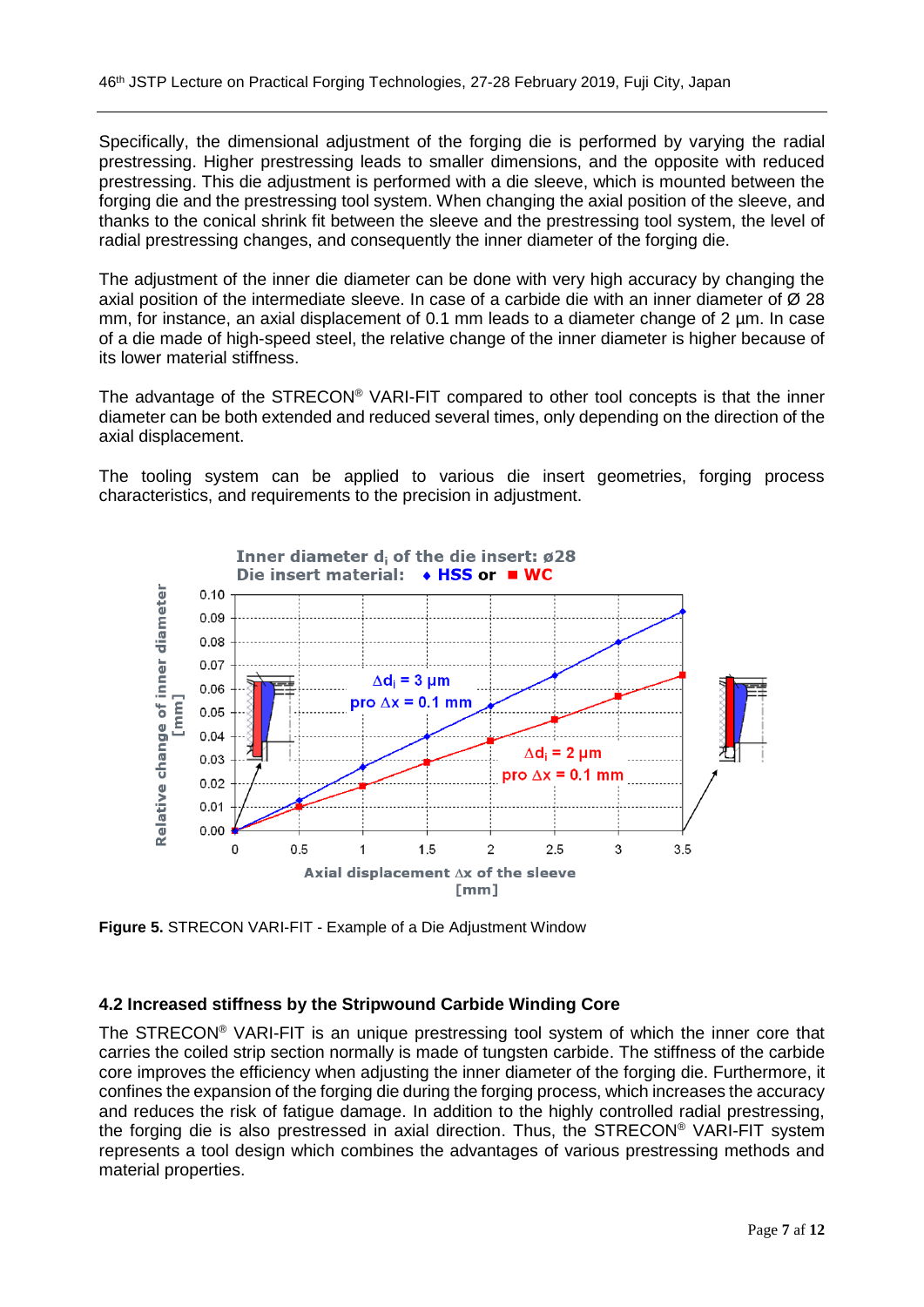Specifically, the dimensional adjustment of the forging die is performed by varying the radial prestressing. Higher prestressing leads to smaller dimensions, and the opposite with reduced prestressing. This die adjustment is performed with a die sleeve, which is mounted between the forging die and the prestressing tool system. When changing the axial position of the sleeve, and thanks to the conical shrink fit between the sleeve and the prestressing tool system, the level of radial prestressing changes, and consequently the inner diameter of the forging die.

The adjustment of the inner die diameter can be done with very high accuracy by changing the axial position of the intermediate sleeve. In case of a carbide die with an inner diameter of Ø 28 mm, for instance, an axial displacement of 0.1 mm leads to a diameter change of 2 µm. In case of a die made of high-speed steel, the relative change of the inner diameter is higher because of its lower material stiffness.

The advantage of the STRECON® VARI-FIT compared to other tool concepts is that the inner diameter can be both extended and reduced several times, only depending on the direction of the axial displacement.

The tooling system can be applied to various die insert geometries, forging process characteristics, and requirements to the precision in adjustment.

**Figure 5.** STRECON VARI-FIT - Example of a Die Adjustment Window

### 4.2 Increased stiffness by the Stripwound Carbide Winding Core

The STRECON® VARI-FIT is an unique prestressing tool system of which the inner core that carries the coiled strip section normally is made of tungsten carbide. The stiffness of the carbide core improves the efficiency when adjusting the inner diameter of the forging die. Furthermore, it confines the expansion of the forging die during the forging process, which increases the accuracy and reduces the risk of fatigue damage. In addition to the highly controlled radial prestressing, the forging die is also prestressed in axial direction. Thus, the STRECON® VARI-FIT system represents a tool design which combines the advantages of various prestressing methods and material properties.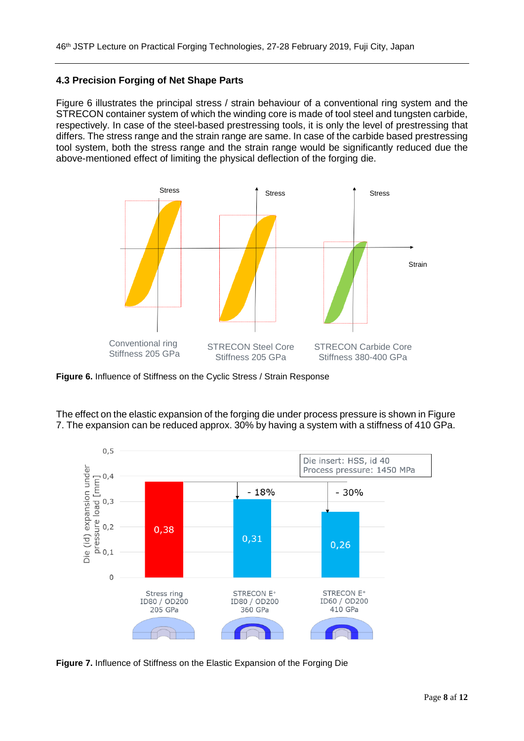### 4.3 Precision Forging of Net Shape Parts

Figure 6 illustrates the principal stress / strain behaviour of a conventional ring system and the STRECON container system of which the winding core is made of tool steel and tungsten carbide, respectively. In case of the steel-based prestressing tools, it is only the level of prestressing that differs. The stress range and the strain range are same. In case of the carbide based prestressing tool system, both the stress range and the strain range would be significantly reduced due the above-mentioned effect of limiting the physical deflection of the forging die.

**Figure 6.** Influence of Stiffness on the Cyclic Stress / Strain Response

The effect on the elastic expansion of the forging die under process pressure is shown in Figure 7. The expansion can be reduced approx. 30% by having a system with a stiffness of 410 GPa.

**Figure 7.** Influence of Stiffness on the Elastic Expansion of the Forging Die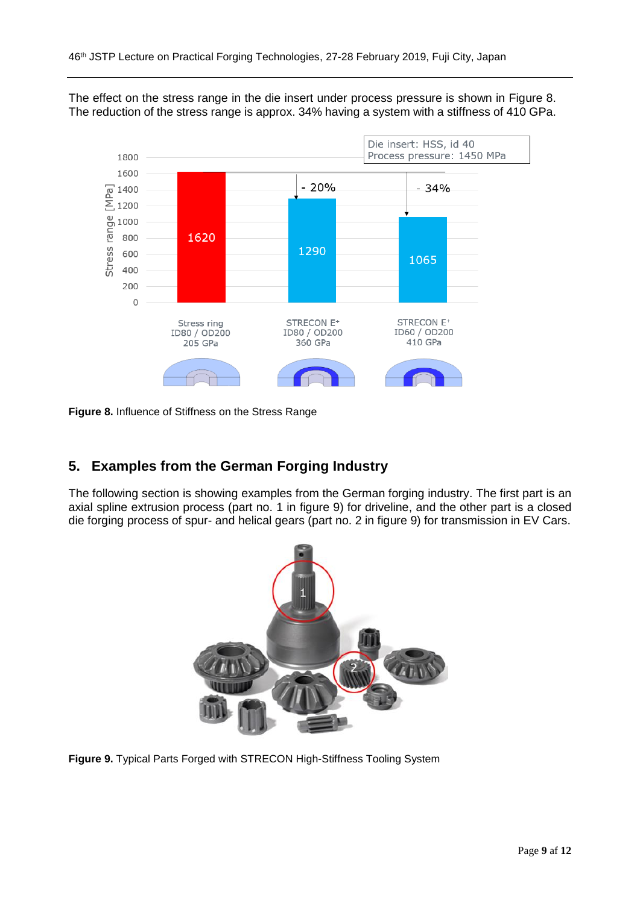The effect on the stress range in the die insert under process pressure is shown in Figure 8. The reduction of the stress range is approx. 34% having a system with a stiffness of 410 GPa.

**Figure 8.** Influence of Stiffness on the Stress Range

## 5. Examples from the German Forging Industry

The following section is showing examples from the German forging industry. The first part is an axial spline extrusion process (part no. 1 in figure 9) for driveline, and the other part is a closed die forging process of spur- and helical gears (part no. 2 in figure 9) for transmission in EV Cars.

**Figure 9.** Typical Parts Forged with STRECON High-Stiffness Tooling System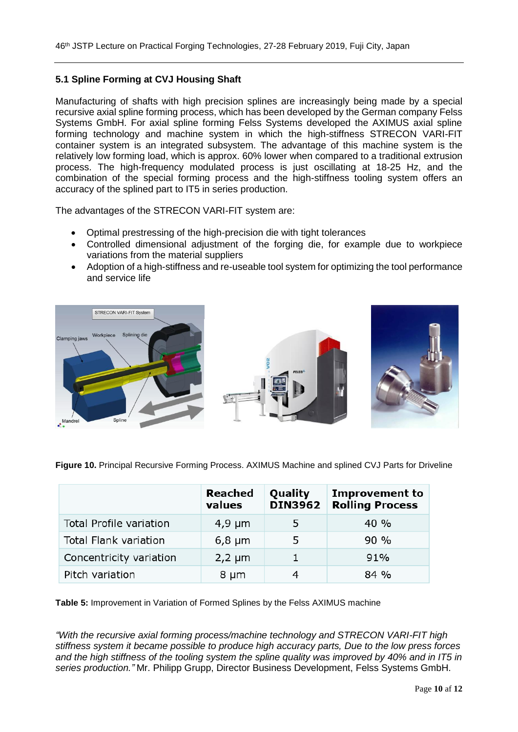### 5.1 Spline Forming at CVJ Housing Shaft

Manufacturing of shafts with high precision splines are increasingly being made by a special recursive axial spline forming process, which has been developed by the German company Felss Systems GmbH. For axial spline forming Felss Systems developed the AXIMUS axial spline forming technology and machine system in which the high-stiffness STRECON VARI-FIT container system is an integrated subsystem. The advantage of this machine system is the relatively low forming load, which is approx. 60% lower when compared to a traditional extrusion process. The high-frequency modulated process is just oscillating at 18-25 Hz, and the combination of the special forming process and the high-stiffness tooling system offers an accuracy of the splined part to IT5 in series production.

The advantages of the STRECON VARI-FIT system are:

- Optimal prestressing of the high-precision die with tight tolerances
- Controlled dimensional adjustment of the forging die, for example due to workpiece variations from the material suppliers
- Adoption of a high-stiffness and re-useable tool system for optimizing the tool performance and service life

**Figure 10.** Principal Recursive Forming Process. AXIMUS Machine and splined CVJ Parts for Driveline

| | Reached values | Quality DIN3962 | Improvement to Rolling Process |
|---|---|---|---|
| Total Profile variation | 4,9 µm | 5 | 40 % |
| Total Flank variation | 6,8 µm | 5 | 90 % |
| Concentricity variation | 2,2 µm | 1 | 91% |
| Pitch variation | 8 µm | 4 | 84 % |

**Table 5:** Improvement in Variation of Formed Splines by the Felss AXIMUS machine

*"With the recursive axial forming process/machine technology and STRECON VARI-FIT high stiffness system it became possible to produce high accuracy parts, Due to the low press forces and the high stiffness of the tooling system the spline quality was improved by 40% and in IT5 in series production."* Mr. Philipp Grupp, Director Business Development, Felss Systems GmbH.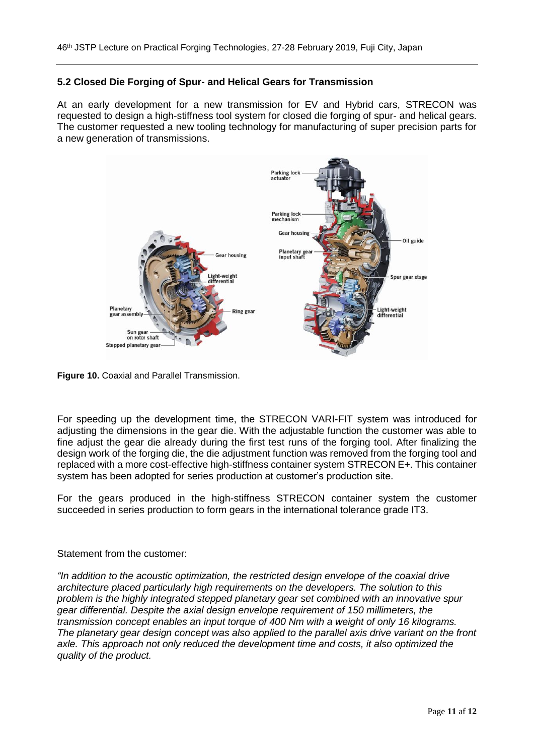### 5.2 Closed Die Forging of Spur- and Helical Gears for Transmission

At an early development for a new transmission for EV and Hybrid cars, STRECON was requested to design a high-stiffness tool system for closed die forging of spur- and helical gears. The customer requested a new tooling technology for manufacturing of super precision parts for a new generation of transmissions.

**Figure 10.** Coaxial and Parallel Transmission.

For speeding up the development time, the STRECON VARI-FIT system was introduced for adjusting the dimensions in the gear die. With the adjustable function the customer was able to fine adjust the gear die already during the first test runs of the forging tool. After finalizing the design work of the forging die, the die adjustment function was removed from the forging tool and replaced with a more cost-effective high-stiffness container system STRECON E+. This container system has been adopted for series production at customer's production site.

For the gears produced in the high-stiffness STRECON container system the customer succeeded in series production to form gears in the international tolerance grade IT3.

Statement from the customer:

*"In addition to the acoustic optimization, the restricted design envelope of the coaxial drive architecture placed particularly high requirements on the developers. The solution to this problem is the highly integrated stepped planetary gear set combined with an innovative spur gear differential. Despite the axial design envelope requirement of 150 millimeters, the transmission concept enables an input torque of 400 Nm with a weight of only 16 kilograms. The planetary gear design concept was also applied to the parallel axis drive variant on the front axle. This approach not only reduced the development time and costs, it also optimized the quality of the product.*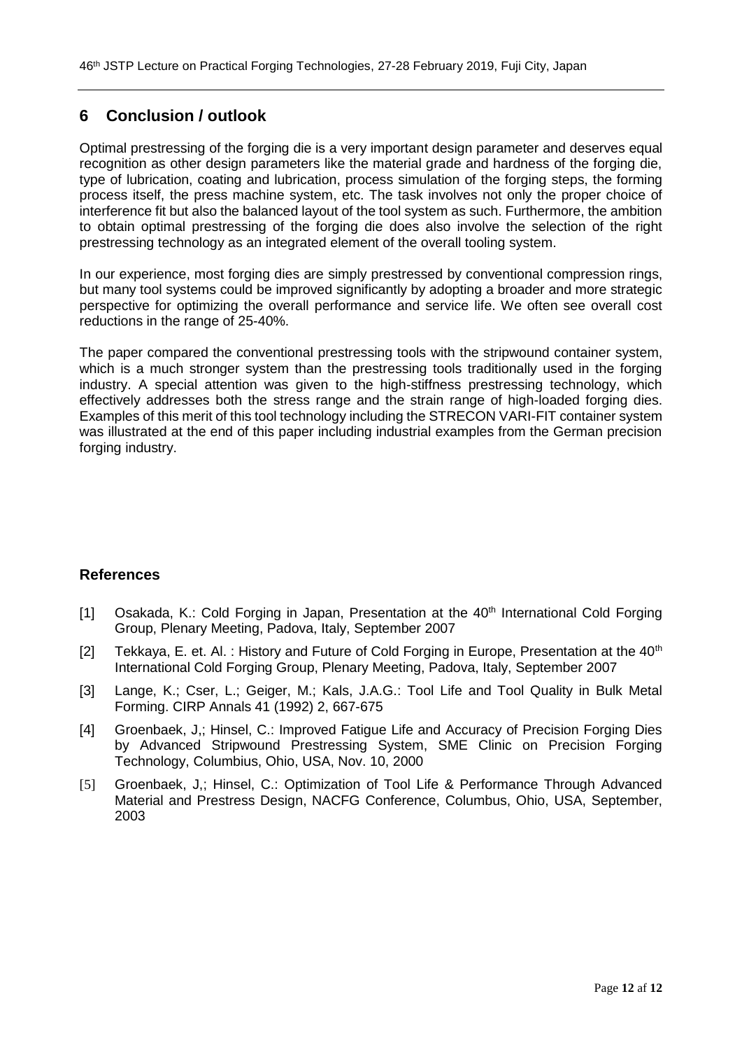## 6 Conclusion / outlook

Optimal prestressing of the forging die is a very important design parameter and deserves equal recognition as other design parameters like the material grade and hardness of the forging die, type of lubrication, coating and lubrication, process simulation of the forging steps, the forming process itself, the press machine system, etc. The task involves not only the proper choice of interference fit but also the balanced layout of the tool system as such. Furthermore, the ambition to obtain optimal prestressing of the forging die does also involve the selection of the right prestressing technology as an integrated element of the overall tooling system.

In our experience, most forging dies are simply prestressed by conventional compression rings, but many tool systems could be improved significantly by adopting a broader and more strategic perspective for optimizing the overall performance and service life. We often see overall cost reductions in the range of 25-40%.

The paper compared the conventional prestressing tools with the stripwound container system, which is a much stronger system than the prestressing tools traditionally used in the forging industry. A special attention was given to the high-stiffness prestressing technology, which effectively addresses both the stress range and the strain range of high-loaded forging dies. Examples of this merit of this tool technology including the STRECON VARI-FIT container system was illustrated at the end of this paper including industrial examples from the German precision forging industry.

### References

[1] Osakada, K.: Cold Forging in Japan, Presentation at the 40th International Cold Forging Group, Plenary Meeting, Padova, Italy, September 2007

[2] Tekkaya, E. et. Al. : History and Future of Cold Forging in Europe, Presentation at the 40th International Cold Forging Group, Plenary Meeting, Padova, Italy, September 2007

[3] Lange, K.; Cser, L.; Geiger, M.; Kals, J.A.G.: Tool Life and Tool Quality in Bulk Metal Forming. CIRP Annals 41 (1992) 2, 667-675

[4] Groenbaek, J,; Hinsel, C.: Improved Fatigue Life and Accuracy of Precision Forging Dies by Advanced Stripwound Prestressing System, SME Clinic on Precision Forging Technology, Columbius, Ohio, USA, Nov. 10, 2000

[5] Groenbaek, J,; Hinsel, C.: Optimization of Tool Life & Performance Through Advanced Material and Prestress Design, NACFG Conference, Columbus, Ohio, USA, September, 2003